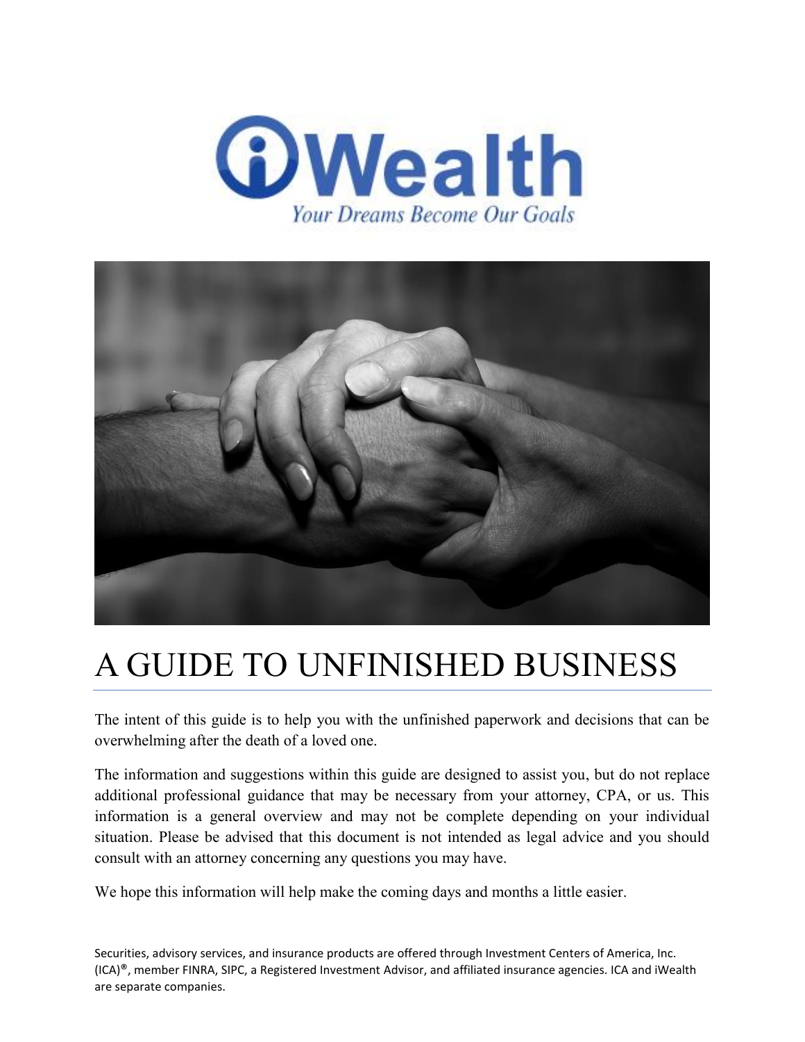iWealth

*Your Dreams Become Our Goals*

# A GUIDE TO UNFINISHED BUSINESS

The intent of this guide is to help you with the unfinished paperwork and decisions that can be overwhelming after the death of a loved one.

The information and suggestions within this guide are designed to assist you, but do not replace additional professional guidance that may be necessary from your attorney, CPA, or us. This information is a general overview and may not be complete depending on your individual situation. Please be advised that this document is not intended as legal advice and you should consult with an attorney concerning any questions you may have.

We hope this information will help make the coming days and months a little easier.

Securities, advisory services, and insurance products are offered through Investment Centers of America, Inc. (ICA)®, member FINRA, SIPC, a Registered Investment Advisor, and affiliated insurance agencies. ICA and iWealth are separate companies.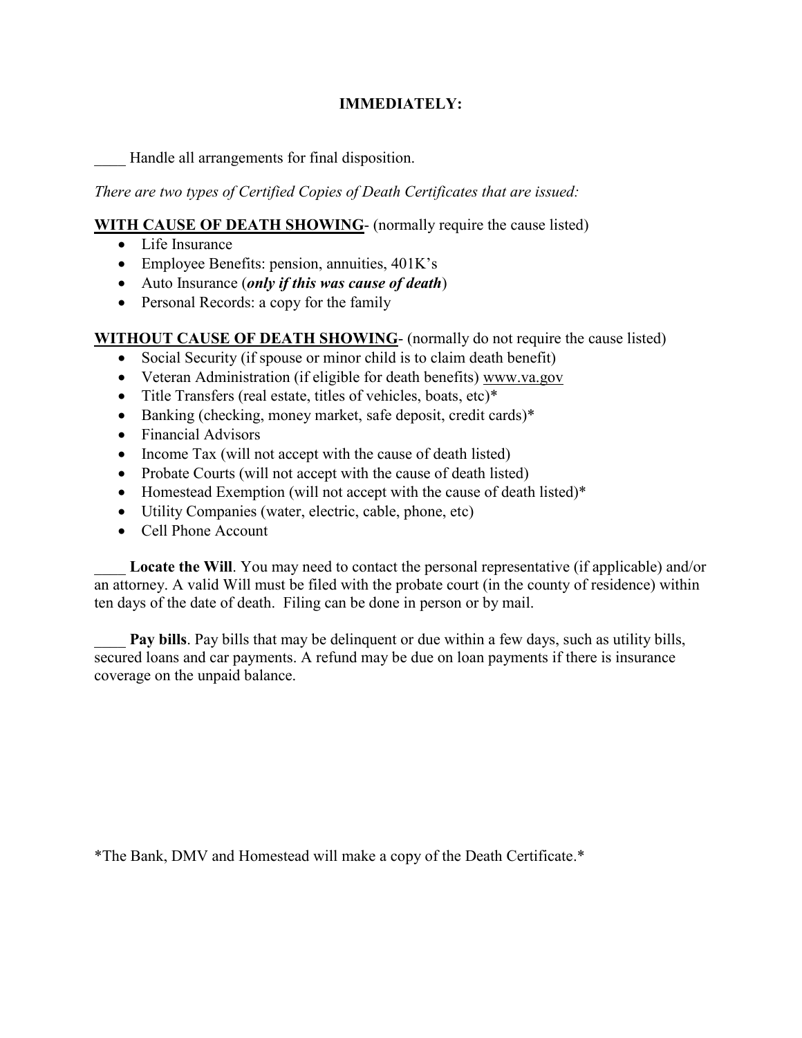**IMMEDIATELY:**

____ Handle all arrangements for final disposition.

*There are two types of Certified Copies of Death Certificates that are issued:*

**WITH CAUSE OF DEATH SHOWING**- (normally require the cause listed)

- Life Insurance
- Employee Benefits: pension, annuities, 401K's
- Auto Insurance (***only if this was cause of death***)
- Personal Records: a copy for the family

**WITHOUT CAUSE OF DEATH SHOWING**- (normally do not require the cause listed)

- Social Security (if spouse or minor child is to claim death benefit)
- Veteran Administration (if eligible for death benefits) www.va.gov
- Title Transfers (real estate, titles of vehicles, boats, etc)*
- Banking (checking, money market, safe deposit, credit cards)*
- Financial Advisors
- Income Tax (will not accept with the cause of death listed)
- Probate Courts (will not accept with the cause of death listed)
- Homestead Exemption (will not accept with the cause of death listed)*
- Utility Companies (water, electric, cable, phone, etc)
- Cell Phone Account

____ **Locate the Will**. You may need to contact the personal representative (if applicable) and/or an attorney. A valid Will must be filed with the probate court (in the county of residence) within ten days of the date of death. Filing can be done in person or by mail.

____ **Pay bills**. Pay bills that may be delinquent or due within a few days, such as utility bills, secured loans and car payments. A refund may be due on loan payments if there is insurance coverage on the unpaid balance.

*The Bank, DMV and Homestead will make a copy of the Death Certificate.*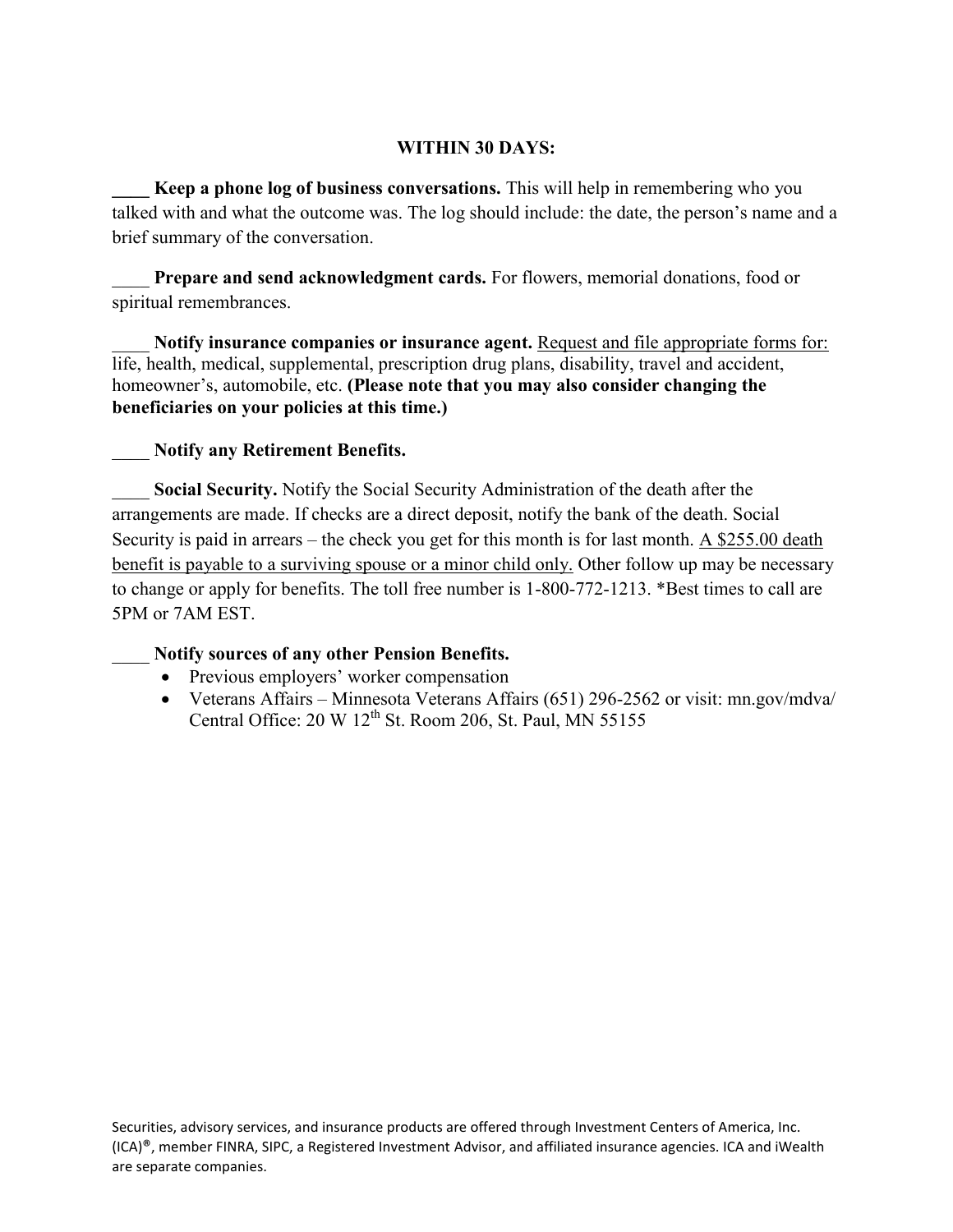## WITHIN 30 DAYS:

____ **Keep a phone log of business conversations.** This will help in remembering who you talked with and what the outcome was. The log should include: the date, the person's name and a brief summary of the conversation.

____ **Prepare and send acknowledgment cards.** For flowers, memorial donations, food or spiritual remembrances.

____ **Notify insurance companies or insurance agent.** <u>Request and file appropriate forms for:</u> life, health, medical, supplemental, prescription drug plans, disability, travel and accident, homeowner's, automobile, etc. **(Please note that you may also consider changing the beneficiaries on your policies at this time.)**

____ **Notify any Retirement Benefits.**

____ **Social Security.** Notify the Social Security Administration of the death after the arrangements are made. If checks are a direct deposit, notify the bank of the death. Social Security is paid in arrears – the check you get for this month is for last month. <u>A $255.00 death benefit is payable to a surviving spouse or a minor child only.</u> Other follow up may be necessary to change or apply for benefits. The toll free number is 1-800-772-1213. *Best times to call are 5PM or 7AM EST.

____ **Notify sources of any other Pension Benefits.**

- Previous employers' worker compensation
- Veterans Affairs – Minnesota Veterans Affairs (651) 296-2562 or visit: mn.gov/mdva/ Central Office: 20 W 12th St. Room 206, St. Paul, MN 55155

Securities, advisory services, and insurance products are offered through Investment Centers of America, Inc. (ICA)®, member FINRA, SIPC, a Registered Investment Advisor, and affiliated insurance agencies. ICA and iWealth are separate companies.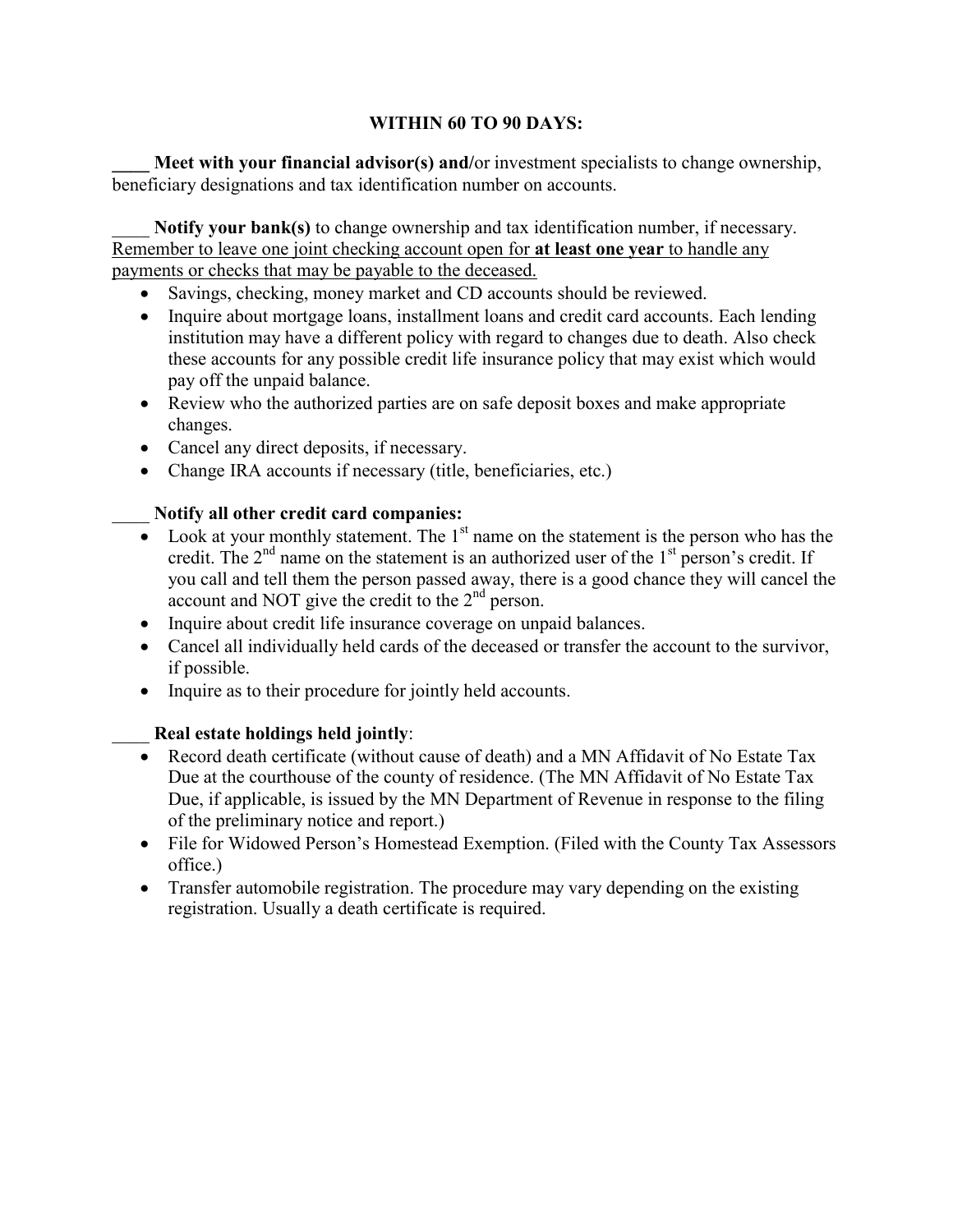**WITHIN 60 TO 90 DAYS:**

____ **Meet with your financial advisor(s) and/**or investment specialists to change ownership, beneficiary designations and tax identification number on accounts.

____ **Notify your bank(s)** to change ownership and tax identification number, if necessary. <u>Remember to leave one joint checking account open for **at least one year** to handle any payments or checks that may be payable to the deceased.</u>

- Savings, checking, money market and CD accounts should be reviewed.
- Inquire about mortgage loans, installment loans and credit card accounts. Each lending institution may have a different policy with regard to changes due to death. Also check these accounts for any possible credit life insurance policy that may exist which would pay off the unpaid balance.
- Review who the authorized parties are on safe deposit boxes and make appropriate changes.
- Cancel any direct deposits, if necessary.
- Change IRA accounts if necessary (title, beneficiaries, etc.)

____ **Notify all other credit card companies:**

- Look at your monthly statement. The 1st name on the statement is the person who has the credit. The 2nd name on the statement is an authorized user of the 1st person's credit. If you call and tell them the person passed away, there is a good chance they will cancel the account and NOT give the credit to the 2nd person.
- Inquire about credit life insurance coverage on unpaid balances.
- Cancel all individually held cards of the deceased or transfer the account to the survivor, if possible.
- Inquire as to their procedure for jointly held accounts.

____ **Real estate holdings held jointly**:

- Record death certificate (without cause of death) and a MN Affidavit of No Estate Tax Due at the courthouse of the county of residence. (The MN Affidavit of No Estate Tax Due, if applicable, is issued by the MN Department of Revenue in response to the filing of the preliminary notice and report.)
- File for Widowed Person's Homestead Exemption. (Filed with the County Tax Assessors office.)
- Transfer automobile registration. The procedure may vary depending on the existing registration. Usually a death certificate is required.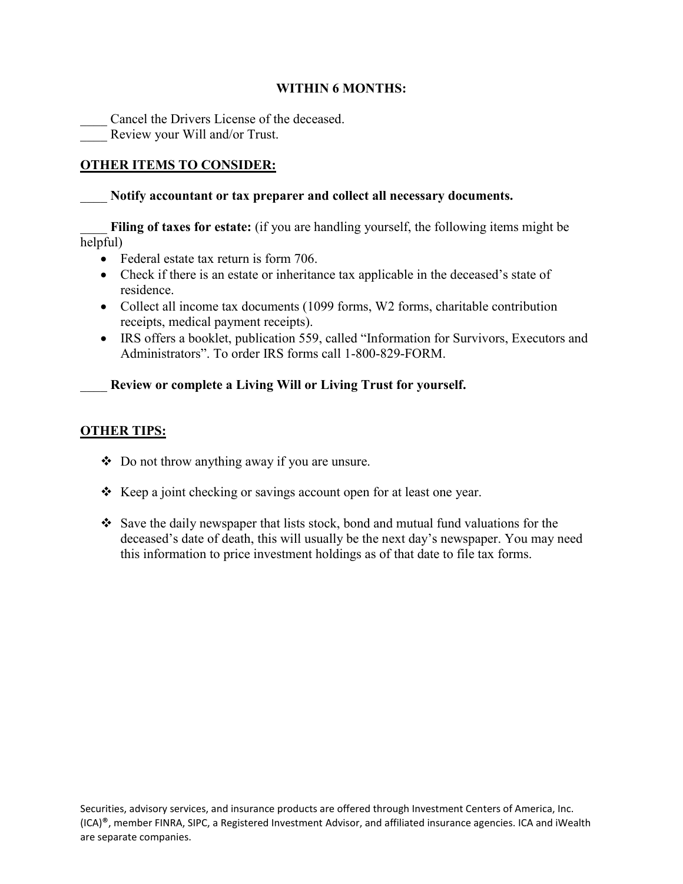**WITHIN 6 MONTHS:**

____ Cancel the Drivers License of the deceased.
____ Review your Will and/or Trust.

**OTHER ITEMS TO CONSIDER:**

____ **Notify accountant or tax preparer and collect all necessary documents.**

____ **Filing of taxes for estate:** (if you are handling yourself, the following items might be helpful)

- Federal estate tax return is form 706.
- Check if there is an estate or inheritance tax applicable in the deceased's state of residence.
- Collect all income tax documents (1099 forms, W2 forms, charitable contribution receipts, medical payment receipts).
- IRS offers a booklet, publication 559, called "Information for Survivors, Executors and Administrators". To order IRS forms call 1-800-829-FORM.

____ **Review or complete a Living Will or Living Trust for yourself.**

**OTHER TIPS:**

- Do not throw anything away if you are unsure.
- Keep a joint checking or savings account open for at least one year.
- Save the daily newspaper that lists stock, bond and mutual fund valuations for the deceased's date of death, this will usually be the next day's newspaper. You may need this information to price investment holdings as of that date to file tax forms.

Securities, advisory services, and insurance products are offered through Investment Centers of America, Inc. (ICA)®, member FINRA, SIPC, a Registered Investment Advisor, and affiliated insurance agencies. ICA and iWealth are separate companies.